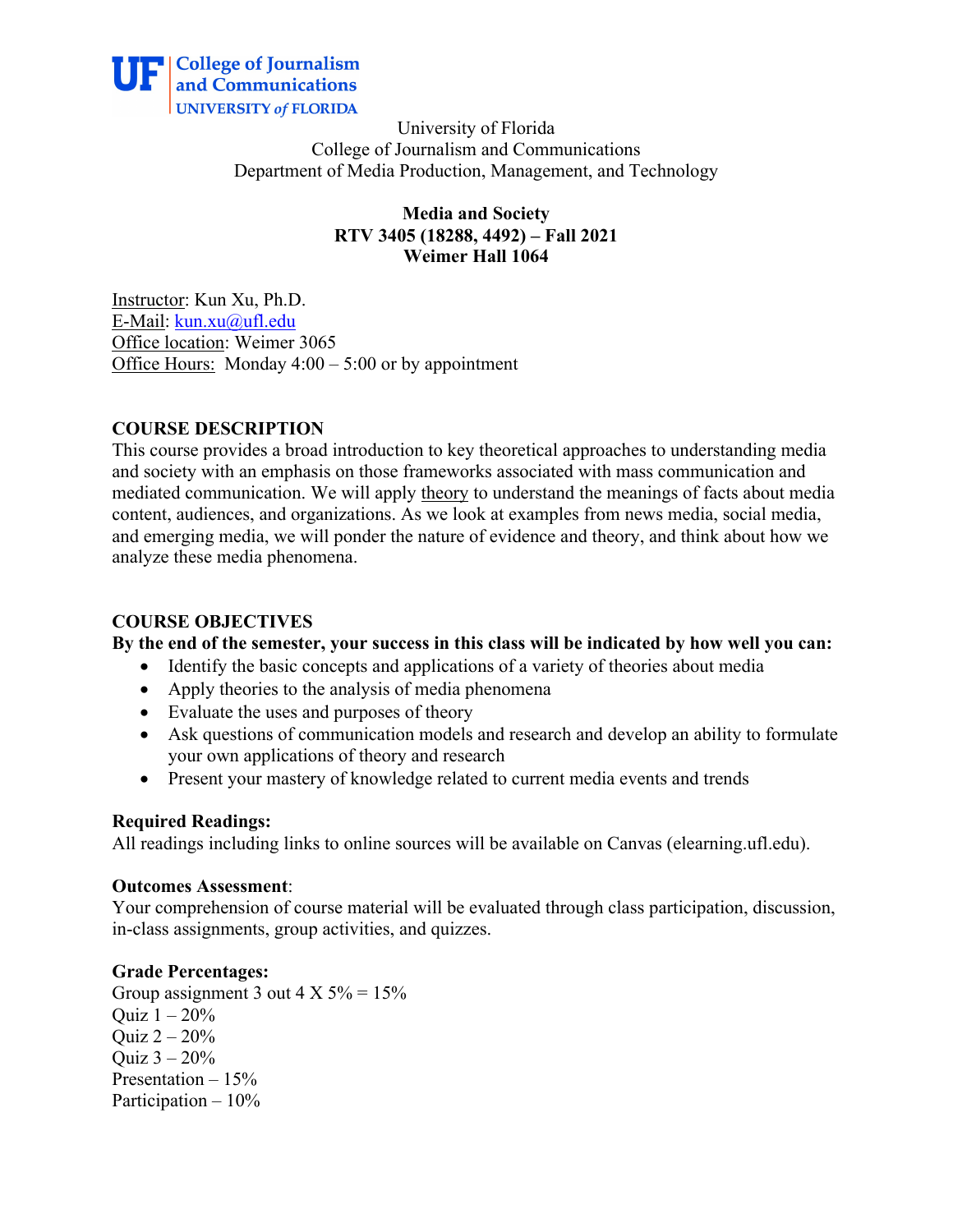UF College of Journalism and Communications
UNIVERSITY of FLORIDA

University of Florida
College of Journalism and Communications
Department of Media Production, Management, and Technology

**Media and Society**
**RTV 3405 (18288, 4492) – Fall 2021**
**Weimer Hall 1064**

Instructor: Kun Xu, Ph.D.
E-Mail: kun.xu@ufl.edu
Office location: Weimer 3065
Office Hours: Monday 4:00 – 5:00 or by appointment

## COURSE DESCRIPTION

This course provides a broad introduction to key theoretical approaches to understanding media and society with an emphasis on those frameworks associated with mass communication and mediated communication. We will apply theory to understand the meanings of facts about media content, audiences, and organizations. As we look at examples from news media, social media, and emerging media, we will ponder the nature of evidence and theory, and think about how we analyze these media phenomena.

## COURSE OBJECTIVES

**By the end of the semester, your success in this class will be indicated by how well you can:**

- Identify the basic concepts and applications of a variety of theories about media
- Apply theories to the analysis of media phenomena
- Evaluate the uses and purposes of theory
- Ask questions of communication models and research and develop an ability to formulate your own applications of theory and research
- Present your mastery of knowledge related to current media events and trends

**Required Readings:**
All readings including links to online sources will be available on Canvas (elearning.ufl.edu).

**Outcomes Assessment**:
Your comprehension of course material will be evaluated through class participation, discussion, in-class assignments, group activities, and quizzes.

**Grade Percentages:**
Group assignment 3 out 4 X 5% = 15%
Quiz 1 – 20%
Quiz 2 – 20%
Quiz 3 – 20%
Presentation – 15%
Participation – 10%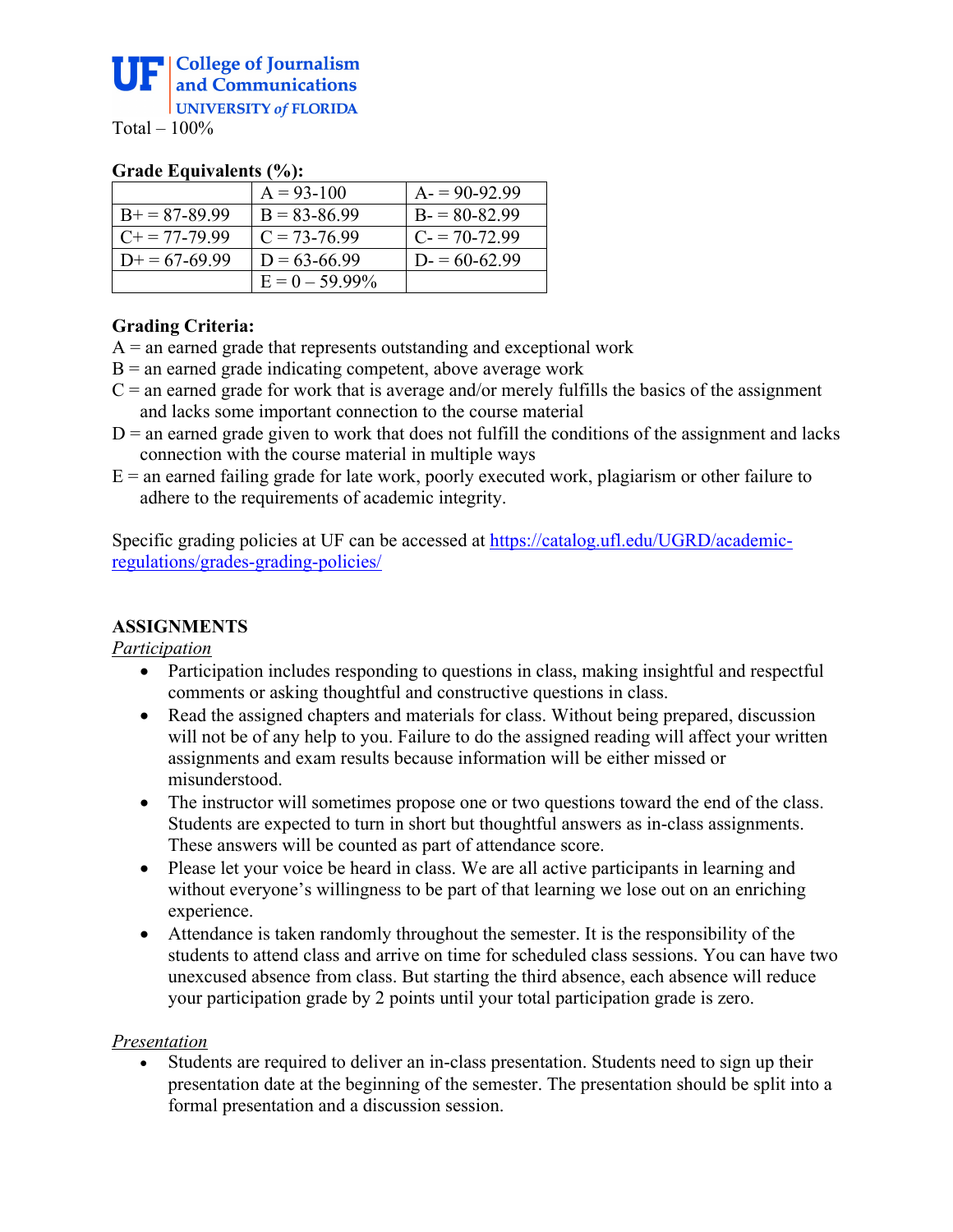Total – 100%

**Grade Equivalents (%):**

| | | |
|---|---|---|
| | A = 93-100 | A- = 90-92.99 |
| B+ = 87-89.99 | B = 83-86.99 | B- = 80-82.99 |
| C+ = 77-79.99 | C = 73-76.99 | C- = 70-72.99 |
| D+ = 67-69.99 | D = 63-66.99 | D- = 60-62.99 |
| | E = 0 – 59.99% | |

**Grading Criteria:**

A = an earned grade that represents outstanding and exceptional work

B = an earned grade indicating competent, above average work

C = an earned grade for work that is average and/or merely fulfills the basics of the assignment and lacks some important connection to the course material

D = an earned grade given to work that does not fulfill the conditions of the assignment and lacks connection with the course material in multiple ways

E = an earned failing grade for late work, poorly executed work, plagiarism or other failure to adhere to the requirements of academic integrity.

Specific grading policies at UF can be accessed at https://catalog.ufl.edu/UGRD/academic-regulations/grades-grading-policies/

## ASSIGNMENTS

*Participation*

- Participation includes responding to questions in class, making insightful and respectful comments or asking thoughtful and constructive questions in class.
- Read the assigned chapters and materials for class. Without being prepared, discussion will not be of any help to you. Failure to do the assigned reading will affect your written assignments and exam results because information will be either missed or misunderstood.
- The instructor will sometimes propose one or two questions toward the end of the class. Students are expected to turn in short but thoughtful answers as in-class assignments. These answers will be counted as part of attendance score.
- Please let your voice be heard in class. We are all active participants in learning and without everyone's willingness to be part of that learning we lose out on an enriching experience.
- Attendance is taken randomly throughout the semester. It is the responsibility of the students to attend class and arrive on time for scheduled class sessions. You can have two unexcused absence from class. But starting the third absence, each absence will reduce your participation grade by 2 points until your total participation grade is zero.

*Presentation*

- Students are required to deliver an in-class presentation. Students need to sign up their presentation date at the beginning of the semester. The presentation should be split into a formal presentation and a discussion session.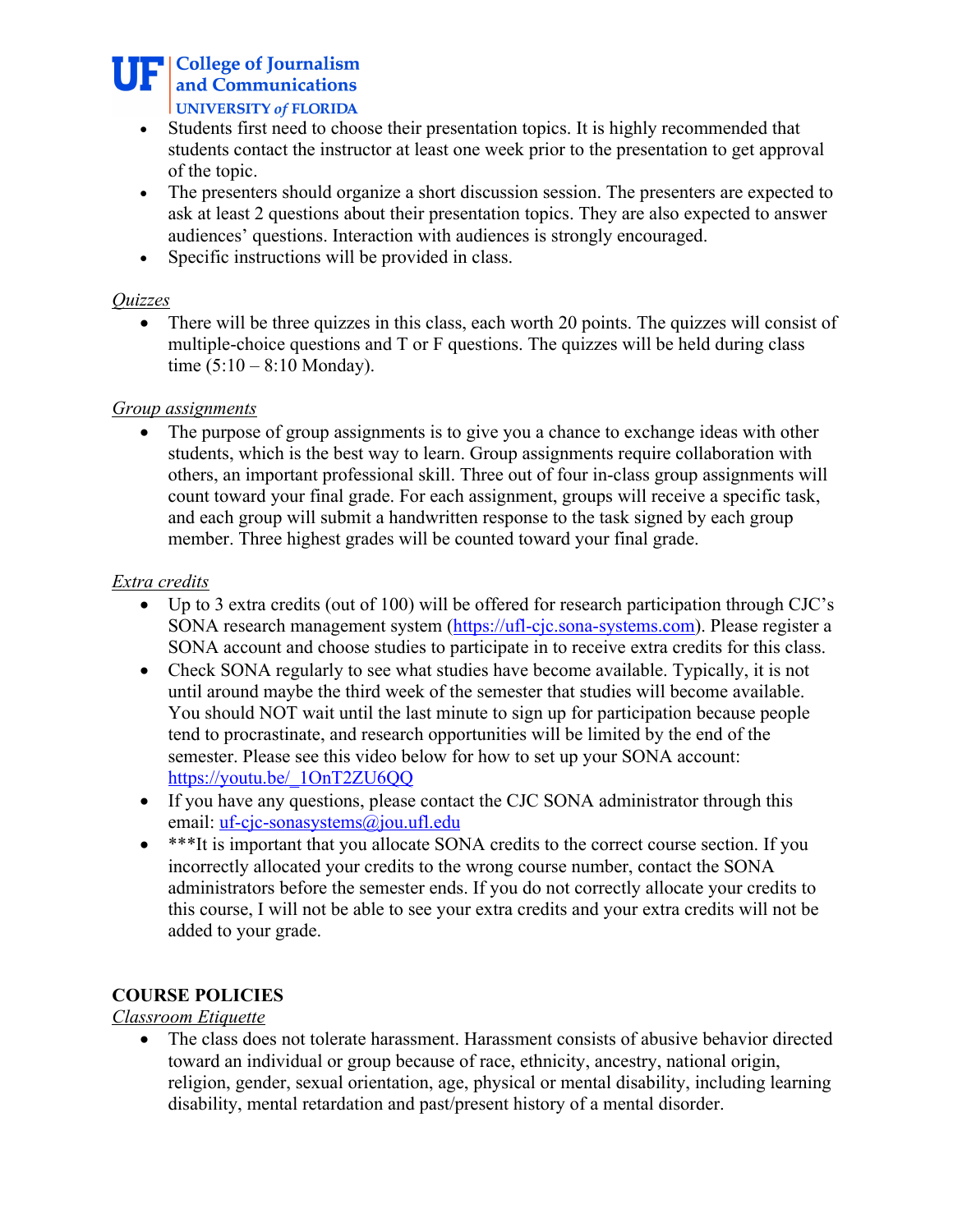- Students first need to choose their presentation topics. It is highly recommended that students contact the instructor at least one week prior to the presentation to get approval of the topic.
- The presenters should organize a short discussion session. The presenters are expected to ask at least 2 questions about their presentation topics. They are also expected to answer audiences' questions. Interaction with audiences is strongly encouraged.
- Specific instructions will be provided in class.

*Quizzes*

- There will be three quizzes in this class, each worth 20 points. The quizzes will consist of multiple-choice questions and T or F questions. The quizzes will be held during class time (5:10 – 8:10 Monday).

*Group assignments*

- The purpose of group assignments is to give you a chance to exchange ideas with other students, which is the best way to learn. Group assignments require collaboration with others, an important professional skill. Three out of four in-class group assignments will count toward your final grade. For each assignment, groups will receive a specific task, and each group will submit a handwritten response to the task signed by each group member. Three highest grades will be counted toward your final grade.

*Extra credits*

- Up to 3 extra credits (out of 100) will be offered for research participation through CJC's SONA research management system (https://ufl-cjc.sona-systems.com). Please register a SONA account and choose studies to participate in to receive extra credits for this class.
- Check SONA regularly to see what studies have become available. Typically, it is not until around maybe the third week of the semester that studies will become available. You should NOT wait until the last minute to sign up for participation because people tend to procrastinate, and research opportunities will be limited by the end of the semester. Please see this video below for how to set up your SONA account: https://youtu.be/_1OnT2ZU6QQ
- If you have any questions, please contact the CJC SONA administrator through this email: uf-cjc-sonasystems@jou.ufl.edu
- ***It is important that you allocate SONA credits to the correct course section. If you incorrectly allocated your credits to the wrong course number, contact the SONA administrators before the semester ends. If you do not correctly allocate your credits to this course, I will not be able to see your extra credits and your extra credits will not be added to your grade.

## COURSE POLICIES

*Classroom Etiquette*

- The class does not tolerate harassment. Harassment consists of abusive behavior directed toward an individual or group because of race, ethnicity, ancestry, national origin, religion, gender, sexual orientation, age, physical or mental disability, including learning disability, mental retardation and past/present history of a mental disorder.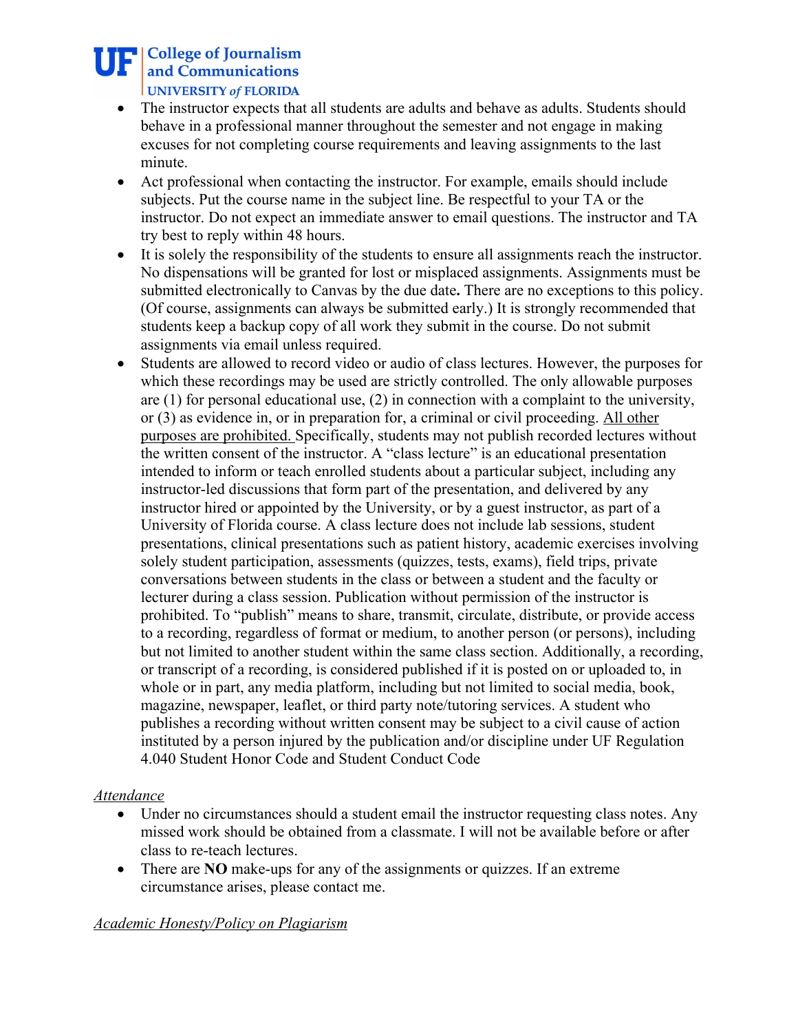- The instructor expects that all students are adults and behave as adults. Students should behave in a professional manner throughout the semester and not engage in making excuses for not completing course requirements and leaving assignments to the last minute.
- Act professional when contacting the instructor. For example, emails should include subjects. Put the course name in the subject line. Be respectful to your TA or the instructor. Do not expect an immediate answer to email questions. The instructor and TA try best to reply within 48 hours.
- It is solely the responsibility of the students to ensure all assignments reach the instructor. No dispensations will be granted for lost or misplaced assignments. Assignments must be submitted electronically to Canvas by the due date**.** There are no exceptions to this policy. (Of course, assignments can always be submitted early.) It is strongly recommended that students keep a backup copy of all work they submit in the course. Do not submit assignments via email unless required.
- Students are allowed to record video or audio of class lectures. However, the purposes for which these recordings may be used are strictly controlled. The only allowable purposes are (1) for personal educational use, (2) in connection with a complaint to the university, or (3) as evidence in, or in preparation for, a criminal or civil proceeding. <u>All other purposes are prohibited.</u> Specifically, students may not publish recorded lectures without the written consent of the instructor. A "class lecture" is an educational presentation intended to inform or teach enrolled students about a particular subject, including any instructor-led discussions that form part of the presentation, and delivered by any instructor hired or appointed by the University, or by a guest instructor, as part of a University of Florida course. A class lecture does not include lab sessions, student presentations, clinical presentations such as patient history, academic exercises involving solely student participation, assessments (quizzes, tests, exams), field trips, private conversations between students in the class or between a student and the faculty or lecturer during a class session. Publication without permission of the instructor is prohibited. To "publish" means to share, transmit, circulate, distribute, or provide access to a recording, regardless of format or medium, to another person (or persons), including but not limited to another student within the same class section. Additionally, a recording, or transcript of a recording, is considered published if it is posted on or uploaded to, in whole or in part, any media platform, including but not limited to social media, book, magazine, newspaper, leaflet, or third party note/tutoring services. A student who publishes a recording without written consent may be subject to a civil cause of action instituted by a person injured by the publication and/or discipline under UF Regulation 4.040 Student Honor Code and Student Conduct Code

*<u>Attendance</u>*

- Under no circumstances should a student email the instructor requesting class notes. Any missed work should be obtained from a classmate. I will not be available before or after class to re-teach lectures.
- There are **NO** make-ups for any of the assignments or quizzes. If an extreme circumstance arises, please contact me.

*<u>Academic Honesty/Policy on Plagiarism</u>*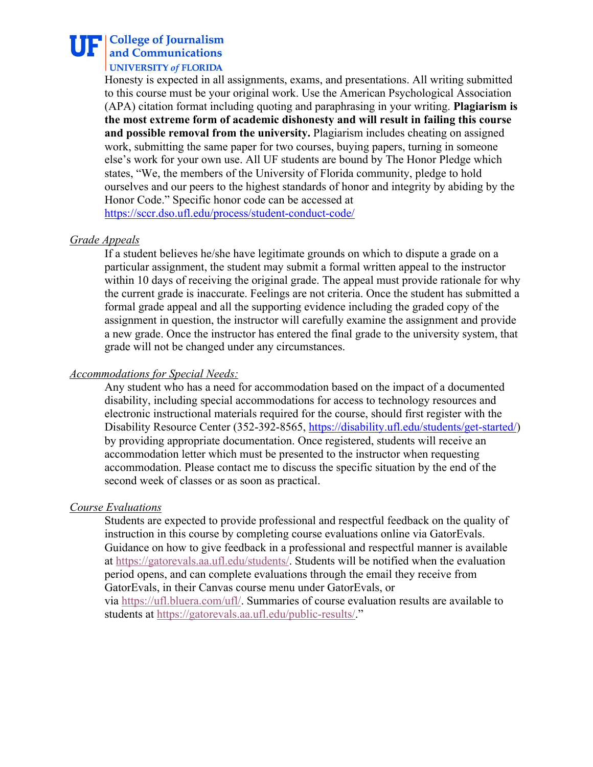Honesty is expected in all assignments, exams, and presentations. All writing submitted to this course must be your original work. Use the American Psychological Association (APA) citation format including quoting and paraphrasing in your writing. **Plagiarism is the most extreme form of academic dishonesty and will result in failing this course and possible removal from the university.** Plagiarism includes cheating on assigned work, submitting the same paper for two courses, buying papers, turning in someone else's work for your own use. All UF students are bound by The Honor Pledge which states, "We, the members of the University of Florida community, pledge to hold ourselves and our peers to the highest standards of honor and integrity by abiding by the Honor Code." Specific honor code can be accessed at https://sccr.dso.ufl.edu/process/student-conduct-code/

*Grade Appeals*

If a student believes he/she have legitimate grounds on which to dispute a grade on a particular assignment, the student may submit a formal written appeal to the instructor within 10 days of receiving the original grade. The appeal must provide rationale for why the current grade is inaccurate. Feelings are not criteria. Once the student has submitted a formal grade appeal and all the supporting evidence including the graded copy of the assignment in question, the instructor will carefully examine the assignment and provide a new grade. Once the instructor has entered the final grade to the university system, that grade will not be changed under any circumstances.

*Accommodations for Special Needs:*

Any student who has a need for accommodation based on the impact of a documented disability, including special accommodations for access to technology resources and electronic instructional materials required for the course, should first register with the Disability Resource Center (352-392-8565, https://disability.ufl.edu/students/get-started/) by providing appropriate documentation. Once registered, students will receive an accommodation letter which must be presented to the instructor when requesting accommodation. Please contact me to discuss the specific situation by the end of the second week of classes or as soon as practical.

*Course Evaluations*

Students are expected to provide professional and respectful feedback on the quality of instruction in this course by completing course evaluations online via GatorEvals. Guidance on how to give feedback in a professional and respectful manner is available at https://gatorevals.aa.ufl.edu/students/. Students will be notified when the evaluation period opens, and can complete evaluations through the email they receive from GatorEvals, in their Canvas course menu under GatorEvals, or via https://ufl.bluera.com/ufl/. Summaries of course evaluation results are available to students at https://gatorevals.aa.ufl.edu/public-results/."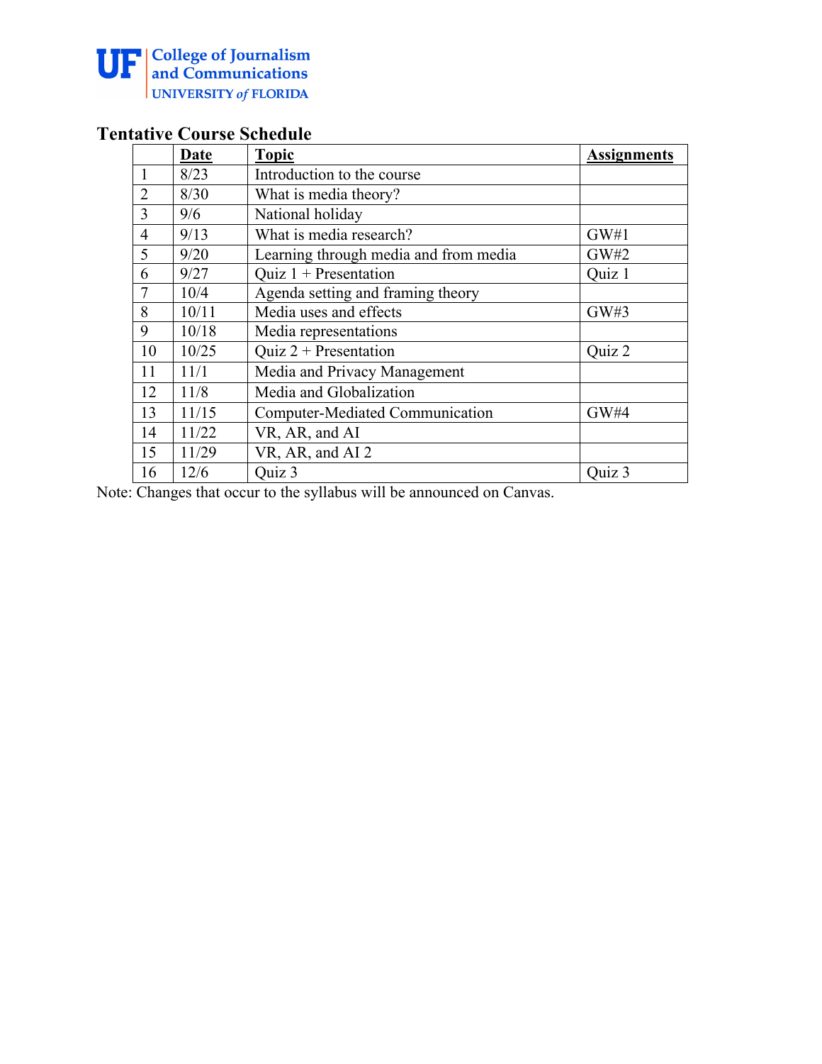College of Journalism and Communications
UNIVERSITY of FLORIDA

## Tentative Course Schedule

| | Date | Topic | Assignments |
|---|---|---|---|
| 1 | 8/23 | Introduction to the course | |
| 2 | 8/30 | What is media theory? | |
| 3 | 9/6 | National holiday | |
| 4 | 9/13 | What is media research? | GW#1 |
| 5 | 9/20 | Learning through media and from media | GW#2 |
| 6 | 9/27 | Quiz 1 + Presentation | Quiz 1 |
| 7 | 10/4 | Agenda setting and framing theory | |
| 8 | 10/11 | Media uses and effects | GW#3 |
| 9 | 10/18 | Media representations | |
| 10 | 10/25 | Quiz 2 + Presentation | Quiz 2 |
| 11 | 11/1 | Media and Privacy Management | |
| 12 | 11/8 | Media and Globalization | |
| 13 | 11/15 | Computer-Mediated Communication | GW#4 |
| 14 | 11/22 | VR, AR, and AI | |
| 15 | 11/29 | VR, AR, and AI 2 | |
| 16 | 12/6 | Quiz 3 | Quiz 3 |

Note: Changes that occur to the syllabus will be announced on Canvas.